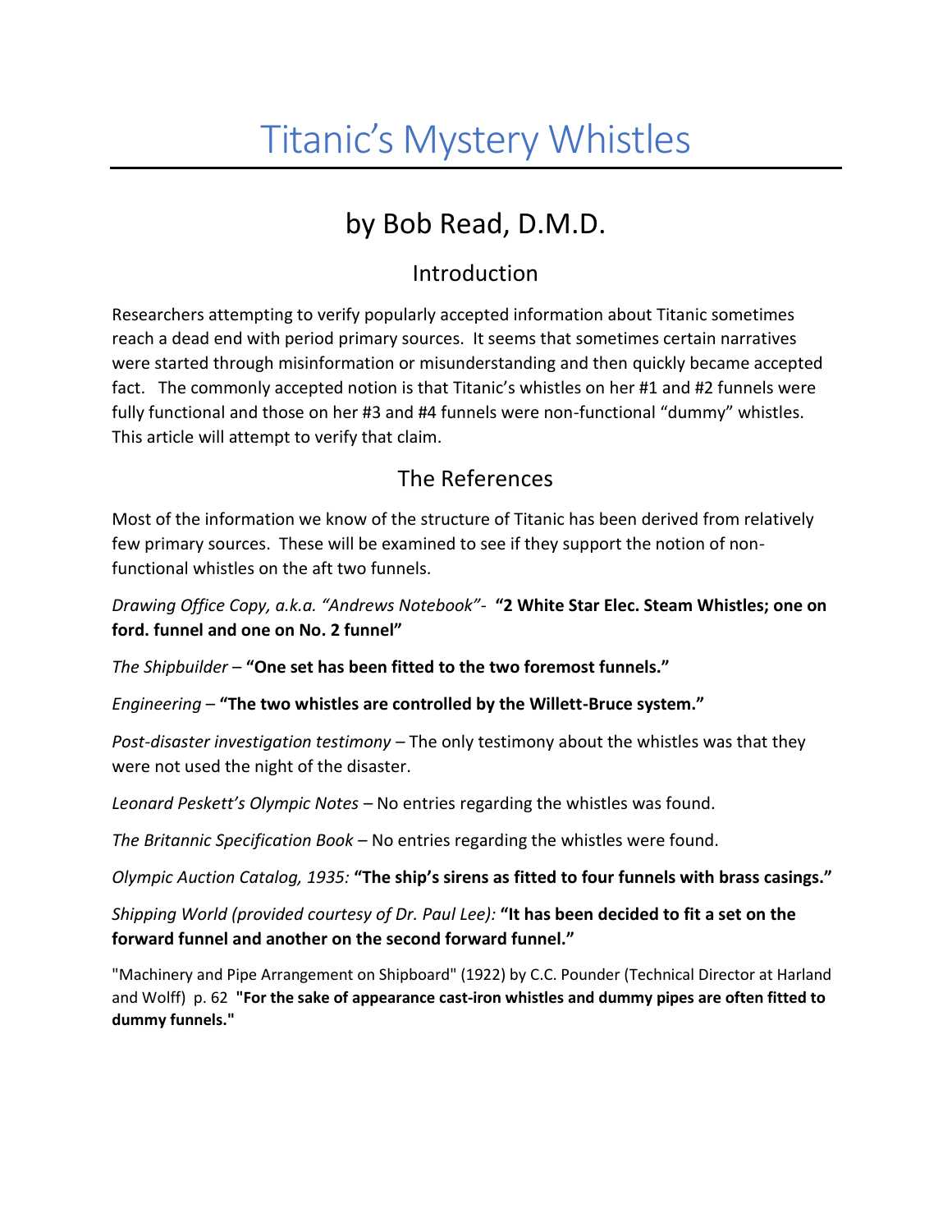# Titanic's Mystery Whistles

## by Bob Read, D.M.D.

### Introduction

Researchers attempting to verify popularly accepted information about Titanic sometimes reach a dead end with period primary sources. It seems that sometimes certain narratives were started through misinformation or misunderstanding and then quickly became accepted fact. The commonly accepted notion is that Titanic's whistles on her #1 and #2 funnels were fully functional and those on her #3 and #4 funnels were non-functional "dummy" whistles. This article will attempt to verify that claim.

### The References

Most of the information we know of the structure of Titanic has been derived from relatively few primary sources. These will be examined to see if they support the notion of non-functional whistles on the aft two funnels.

*Drawing Office Copy, a.k.a. "Andrews Notebook"-* **"2 White Star Elec. Steam Whistles; one on ford. funnel and one on No. 2 funnel"**

*The Shipbuilder* – **"One set has been fitted to the two foremost funnels."**

*Engineering* – **"The two whistles are controlled by the Willett-Bruce system."**

*Post-disaster investigation testimony* – The only testimony about the whistles was that they were not used the night of the disaster.

*Leonard Peskett's Olympic Notes* – No entries regarding the whistles was found.

*The Britannic Specification Book* – No entries regarding the whistles were found.

*Olympic Auction Catalog, 1935:* **"The ship's sirens as fitted to four funnels with brass casings."**

*Shipping World (provided courtesy of Dr. Paul Lee):* **"It has been decided to fit a set on the forward funnel and another on the second forward funnel."**

"Machinery and Pipe Arrangement on Shipboard" (1922) by C.C. Pounder (Technical Director at Harland and Wolff) p. 62 **"For the sake of appearance cast-iron whistles and dummy pipes are often fitted to dummy funnels."**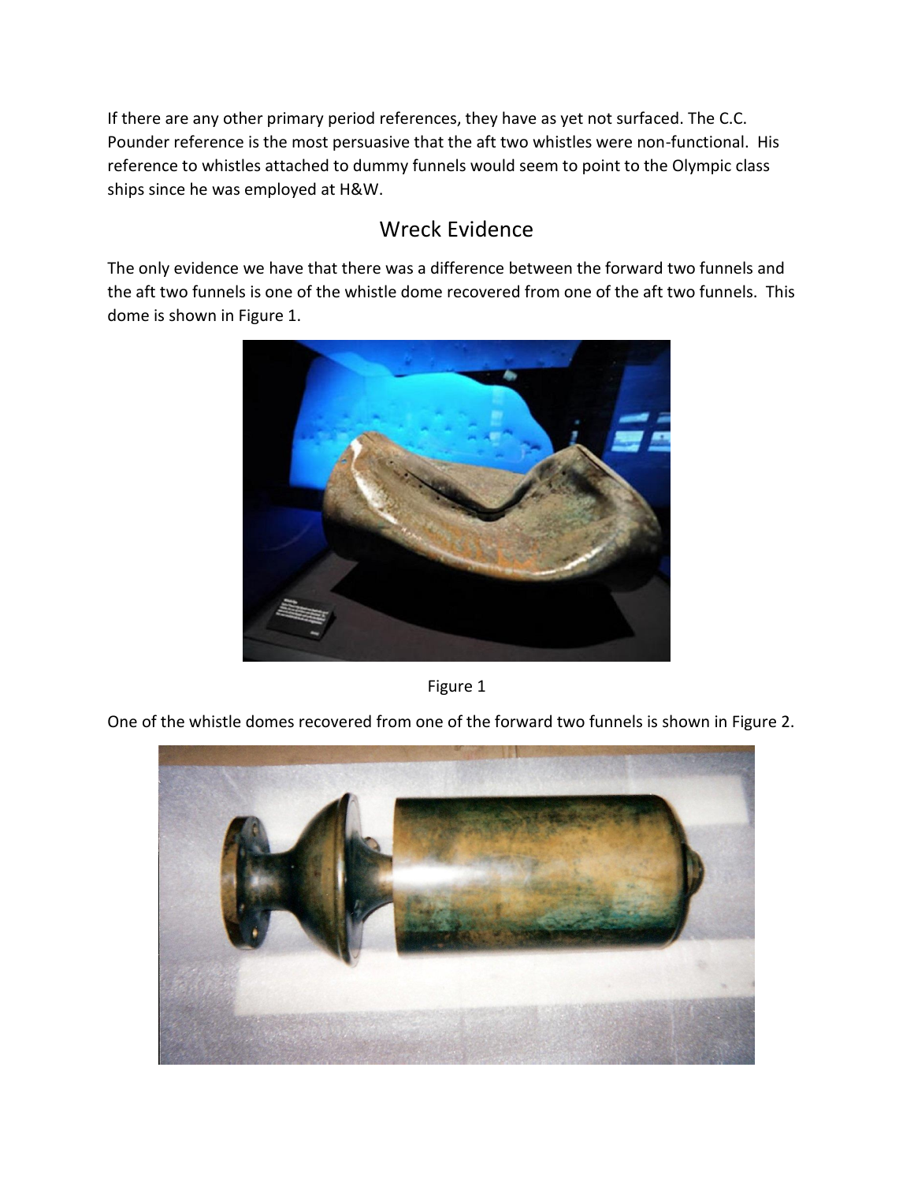If there are any other primary period references, they have as yet not surfaced. The C.C. Pounder reference is the most persuasive that the aft two whistles were non-functional. His reference to whistles attached to dummy funnels would seem to point to the Olympic class ships since he was employed at H&W.

## Wreck Evidence

The only evidence we have that there was a difference between the forward two funnels and the aft two funnels is one of the whistle dome recovered from one of the aft two funnels. This dome is shown in Figure 1.

Figure 1

One of the whistle domes recovered from one of the forward two funnels is shown in Figure 2.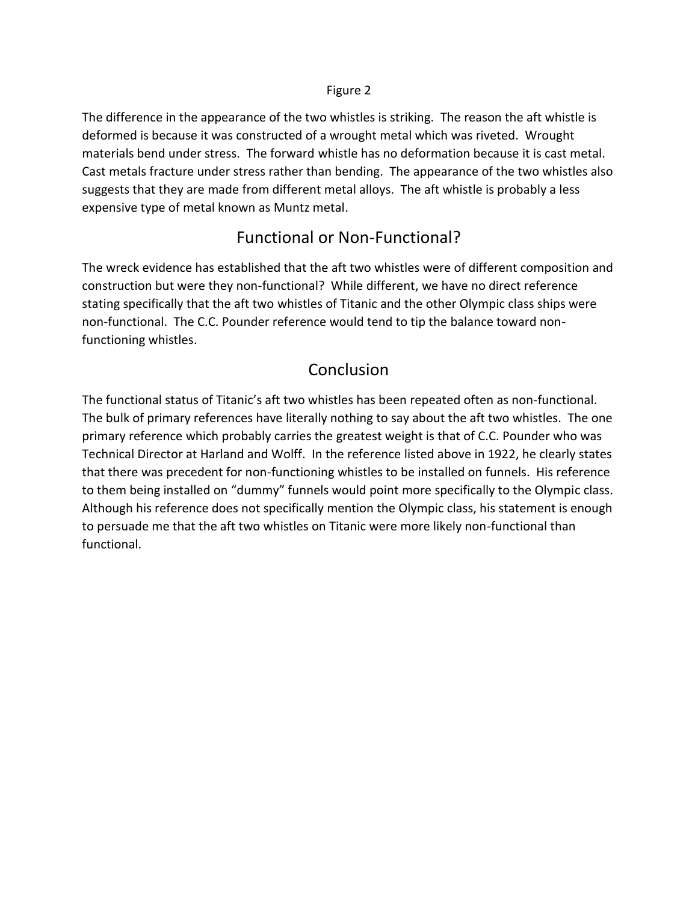Figure 2

The difference in the appearance of the two whistles is striking. The reason the aft whistle is deformed is because it was constructed of a wrought metal which was riveted. Wrought materials bend under stress. The forward whistle has no deformation because it is cast metal. Cast metals fracture under stress rather than bending. The appearance of the two whistles also suggests that they are made from different metal alloys. The aft whistle is probably a less expensive type of metal known as Muntz metal.

## Functional or Non-Functional?

The wreck evidence has established that the aft two whistles were of different composition and construction but were they non-functional? While different, we have no direct reference stating specifically that the aft two whistles of Titanic and the other Olympic class ships were non-functional. The C.C. Pounder reference would tend to tip the balance toward non-functioning whistles.

## Conclusion

The functional status of Titanic's aft two whistles has been repeated often as non-functional. The bulk of primary references have literally nothing to say about the aft two whistles. The one primary reference which probably carries the greatest weight is that of C.C. Pounder who was Technical Director at Harland and Wolff. In the reference listed above in 1922, he clearly states that there was precedent for non-functioning whistles to be installed on funnels. His reference to them being installed on "dummy" funnels would point more specifically to the Olympic class. Although his reference does not specifically mention the Olympic class, his statement is enough to persuade me that the aft two whistles on Titanic were more likely non-functional than functional.